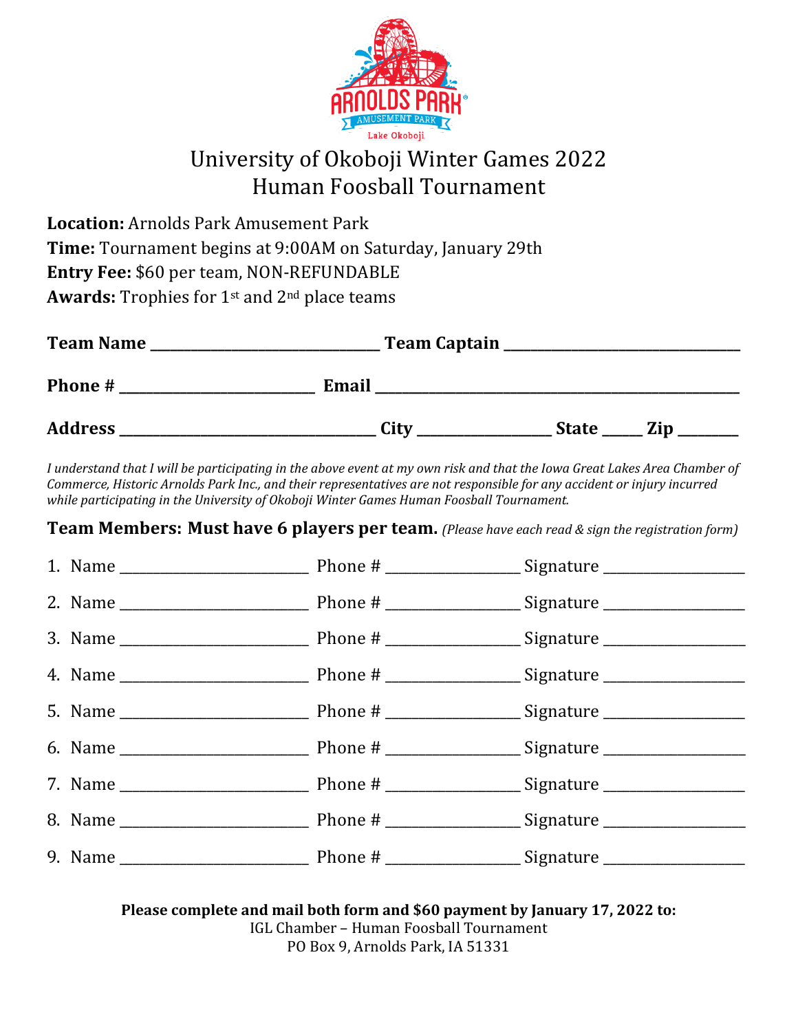# University of Okoboji Winter Games 2022
## Human Foosball Tournament

**Location:** Arnolds Park Amusement Park
**Time:** Tournament begins at 9:00AM on Saturday, January 29th
**Entry Fee:** $60 per team, NON-REFUNDABLE
**Awards:** Trophies for 1st and 2nd place teams

**Team Name** ______________________________ **Team Captain** ______________________________

**Phone #** _________________________ **Email** ________________________________________________

**Address** __________________________________ **City** _________________ **State** _____ **Zip** ________

*I understand that I will be participating in the above event at my own risk and that the Iowa Great Lakes Area Chamber of Commerce, Historic Arnolds Park Inc., and their representatives are not responsible for any accident or injury incurred while participating in the University of Okoboji Winter Games Human Foosball Tournament.*

**Team Members: Must have 6 players per team.** *(Please have each read & sign the registration form)*

1. Name _________________________ Phone # _________________ Signature __________________
2. Name _________________________ Phone # _________________ Signature __________________
3. Name _________________________ Phone # _________________ Signature __________________
4. Name _________________________ Phone # _________________ Signature __________________
5. Name _________________________ Phone # _________________ Signature __________________
6. Name _________________________ Phone # _________________ Signature __________________
7. Name _________________________ Phone # _________________ Signature __________________
8. Name _________________________ Phone # _________________ Signature __________________
9. Name _________________________ Phone # _________________ Signature __________________

**Please complete and mail both form and $60 payment by January 17, 2022 to:**
IGL Chamber – Human Foosball Tournament
PO Box 9, Arnolds Park, IA 51331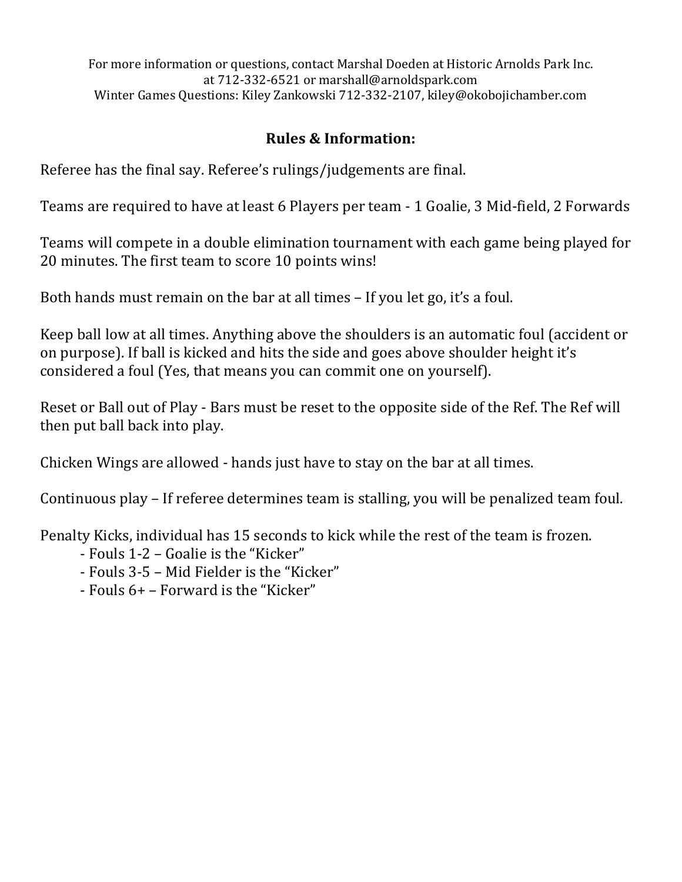For more information or questions, contact Marshal Doeden at Historic Arnolds Park Inc. at 712-332-6521 or marshall@arnoldspark.com
Winter Games Questions: Kiley Zankowski 712-332-2107, kiley@okobojichamber.com

## Rules & Information:

Referee has the final say. Referee's rulings/judgements are final.

Teams are required to have at least 6 Players per team - 1 Goalie, 3 Mid-field, 2 Forwards

Teams will compete in a double elimination tournament with each game being played for 20 minutes. The first team to score 10 points wins!

Both hands must remain on the bar at all times – If you let go, it's a foul.

Keep ball low at all times. Anything above the shoulders is an automatic foul (accident or on purpose). If ball is kicked and hits the side and goes above shoulder height it's considered a foul (Yes, that means you can commit one on yourself).

Reset or Ball out of Play - Bars must be reset to the opposite side of the Ref. The Ref will then put ball back into play.

Chicken Wings are allowed - hands just have to stay on the bar at all times.

Continuous play – If referee determines team is stalling, you will be penalized team foul.

Penalty Kicks, individual has 15 seconds to kick while the rest of the team is frozen.

- Fouls 1-2 – Goalie is the "Kicker"
- Fouls 3-5 – Mid Fielder is the "Kicker"
- Fouls 6+ – Forward is the "Kicker"